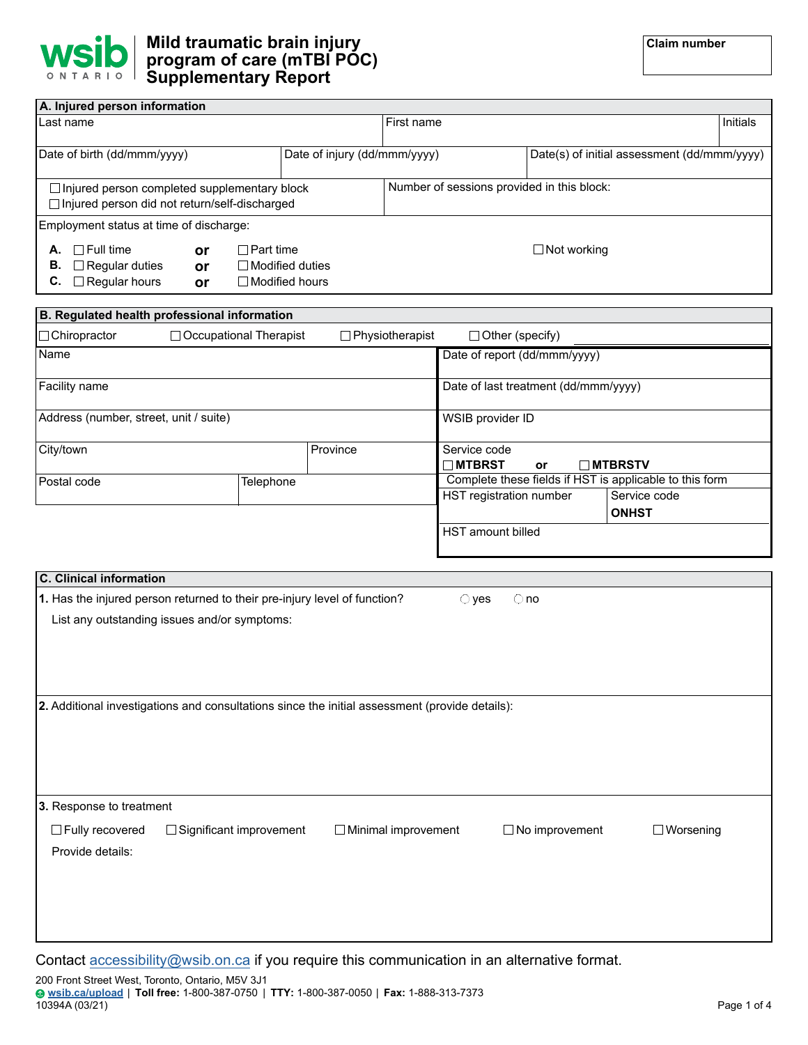# Mild traumatic brain injury program of care (mTBI POC) Supplementary Report

**Claim number**

## A. Injured person information

| Last name | First name | Initials |
|---|---|---|
| | | |

| Date of birth (dd/mmm/yyyy) | Date of injury (dd/mmm/yyyy) | Date(s) of initial assessment (dd/mmm/yyyy) |
|---|---|---|
| | | |

☐ Injured person completed supplementary block
☐ Injured person did not return/self-discharged

Number of sessions provided in this block:

Employment status at time of discharge:

**A.** ☐ Full time **or** ☐ Part time ☐ Not working
**B.** ☐ Regular duties **or** ☐ Modified duties
**C.** ☐ Regular hours **or** ☐ Modified hours

## B. Regulated health professional information

☐ Chiropractor ☐ Occupational Therapist ☐ Physiotherapist ☐ Other (specify) ______

| | |
|---|---|
| Name | Date of report (dd/mmm/yyyy) |
| Facility name | Date of last treatment (dd/mmm/yyyy) |
| Address (number, street, unit / suite) | WSIB provider ID |
| City/town / Province | Service code ☐ **MTBRST** **or** ☐ **MTBRSTV** |
| Postal code / Telephone | Complete these fields if HST is applicable to this form |
| | HST registration number / Service code **ONHST** |
| | HST amount billed |

## C. Clinical information

**1.** Has the injured person returned to their pre-injury level of function? ◯ yes ◯ no

List any outstanding issues and/or symptoms:

**2.** Additional investigations and consultations since the initial assessment (provide details):

**3.** Response to treatment

☐ Fully recovered ☐ Significant improvement ☐ Minimal improvement ☐ No improvement ☐ Worsening

Provide details:

Contact accessibility@wsib.on.ca if you require this communication in an alternative format.

200 Front Street West, Toronto, Ontario, M5V 3J1
**wsib.ca/upload** | **Toll free:** 1-800-387-0750 | **TTY:** 1-800-387-0050 | **Fax:** 1-888-313-7373
10394A (03/21)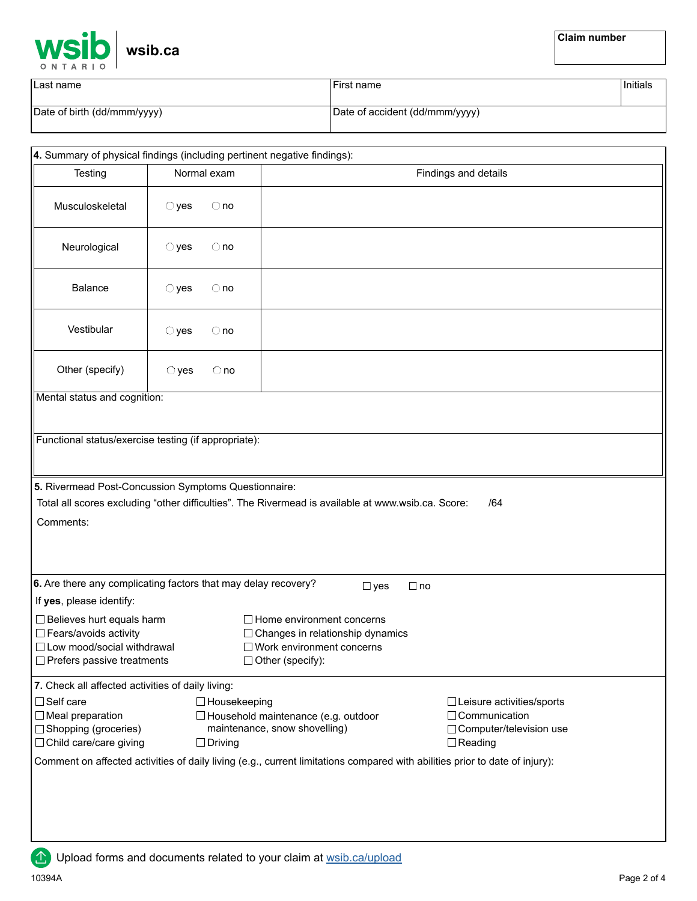wsib.ca

| Claim number |
|---|
| |

| Last name | First name | Initials |
|---|---|---|
| Date of birth (dd/mmm/yyyy) | Date of accident (dd/mmm/yyyy) | |

**4.** Summary of physical findings (including pertinent negative findings):

| Testing | Normal exam | Findings and details |
|---|---|---|
| Musculoskeletal | ◯ yes ◯ no | |
| Neurological | ◯ yes ◯ no | |
| Balance | ◯ yes ◯ no | |
| Vestibular | ◯ yes ◯ no | |
| Other (specify) | ◯ yes ◯ no | |

Mental status and cognition:

Functional status/exercise testing (if appropriate):

**5.** Rivermead Post-Concussion Symptoms Questionnaire:

Total all scores excluding “other difficulties”. The Rivermead is available at www.wsib.ca. Score: /64

Comments:

**6.** Are there any complicating factors that may delay recovery? ☐ yes ☐ no

If **yes**, please identify:

- ☐ Believes hurt equals harm
- ☐ Fears/avoids activity
- ☐ Low mood/social withdrawal
- ☐ Prefers passive treatments
- ☐ Home environment concerns
- ☐ Changes in relationship dynamics
- ☐ Work environment concerns
- ☐ Other (specify):

**7.** Check all affected activities of daily living:

- ☐ Self care
- ☐ Meal preparation
- ☐ Shopping (groceries)
- ☐ Child care/care giving
- ☐ Housekeeping
- ☐ Household maintenance (e.g. outdoor maintenance, snow shovelling)
- ☐ Driving
- ☐ Leisure activities/sports
- ☐ Communication
- ☐ Computer/television use
- ☐ Reading

Comment on affected activities of daily living (e.g., current limitations compared with abilities prior to date of injury):

Upload forms and documents related to your claim at wsib.ca/upload

10394A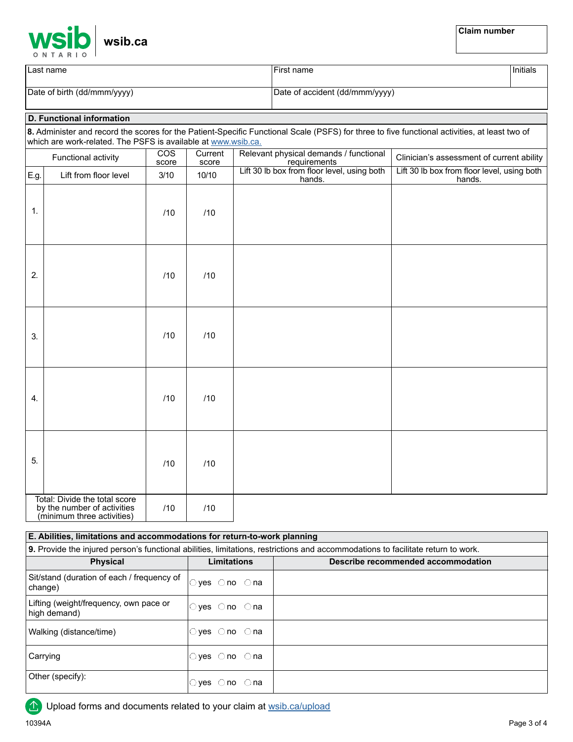wsib ONTARIO | wsib.ca

| Claim number |
|---|
| |

| Last name | First name | Initials |
|---|---|---|
| | | |
| Date of birth (dd/mmm/yyyy) | Date of accident (dd/mmm/yyyy) | |

## D. Functional information

**8.** Administer and record the scores for the Patient-Specific Functional Scale (PSFS) for three to five functional activities, at least two of which are work-related. The PSFS is available at [www.wsib.ca.](www.wsib.ca)

| | Functional activity | COS score | Current score | Relevant physical demands / functional requirements | Clinician's assessment of current ability |
|---|---|---|---|---|---|
| E.g. | Lift from floor level | 3/10 | 10/10 | Lift 30 lb box from floor level, using both hands. | Lift 30 lb box from floor level, using both hands. |
| 1. | | /10 | /10 | | |
| 2. | | /10 | /10 | | |
| 3. | | /10 | /10 | | |
| 4. | | /10 | /10 | | |
| 5. | | /10 | /10 | | |
| Total: Divide the total score by the number of activities (minimum three activities) | | /10 | /10 | | |

## E. Abilities, limitations and accommodations for return-to-work planning

**9.** Provide the injured person's functional abilities, limitations, restrictions and accommodations to facilitate return to work.

| Physical | Limitations | Describe recommended accommodation |
|---|---|---|
| Sit/stand (duration of each / frequency of change) | ○ yes ○ no ○ na | |
| Lifting (weight/frequency, own pace or high demand) | ○ yes ○ no ○ na | |
| Walking (distance/time) | ○ yes ○ no ○ na | |
| Carrying | ○ yes ○ no ○ na | |
| Other (specify): | ○ yes ○ no ○ na | |

Upload forms and documents related to your claim at [wsib.ca/upload](wsib.ca/upload)

10394A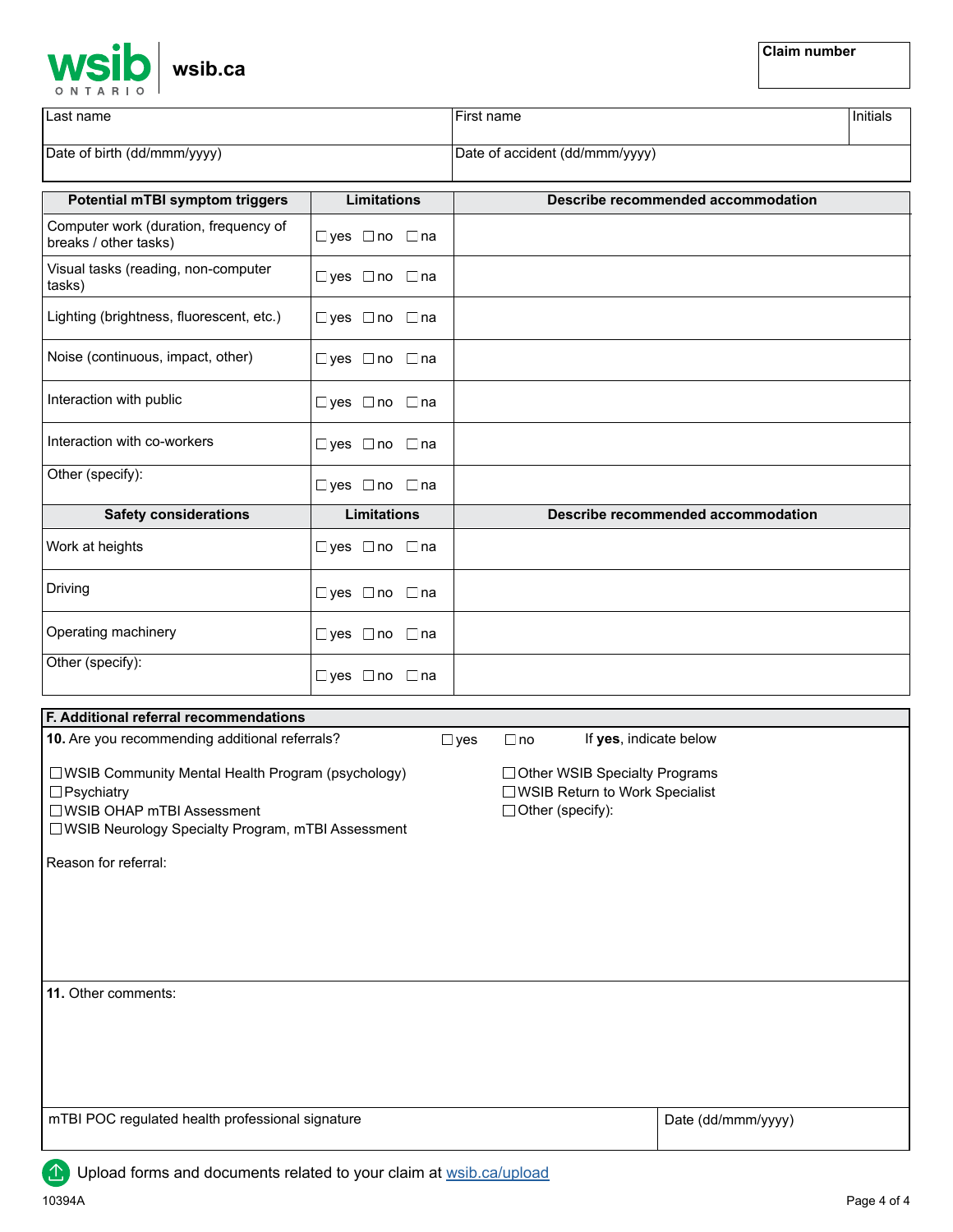wsib ONTARIO | wsib.ca

| Claim number |
|---|
| |

| Last name | First name | Initials |
|---|---|---|
| Date of birth (dd/mmm/yyyy) | Date of accident (dd/mmm/yyyy) | |

| Potential mTBI symptom triggers | Limitations | Describe recommended accommodation |
|---|---|---|
| Computer work (duration, frequency of breaks / other tasks) | ☐ yes ☐ no ☐ na | |
| Visual tasks (reading, non-computer tasks) | ☐ yes ☐ no ☐ na | |
| Lighting (brightness, fluorescent, etc.) | ☐ yes ☐ no ☐ na | |
| Noise (continuous, impact, other) | ☐ yes ☐ no ☐ na | |
| Interaction with public | ☐ yes ☐ no ☐ na | |
| Interaction with co-workers | ☐ yes ☐ no ☐ na | |
| Other (specify): | ☐ yes ☐ no ☐ na | |
| **Safety considerations** | **Limitations** | **Describe recommended accommodation** |
| Work at heights | ☐ yes ☐ no ☐ na | |
| Driving | ☐ yes ☐ no ☐ na | |
| Operating machinery | ☐ yes ☐ no ☐ na | |
| Other (specify): | ☐ yes ☐ no ☐ na | |

## F. Additional referral recommendations

**10.** Are you recommending additional referrals? ☐ yes ☐ no If **yes**, indicate below

☐ WSIB Community Mental Health Program (psychology)
☐ Psychiatry
☐ WSIB OHAP mTBI Assessment
☐ WSIB Neurology Specialty Program, mTBI Assessment
☐ Other WSIB Specialty Programs
☐ WSIB Return to Work Specialist
☐ Other (specify):

Reason for referral:

**11.** Other comments:

| mTBI POC regulated health professional signature | Date (dd/mmm/yyyy) |
|---|---|
| | |

Upload forms and documents related to your claim at wsib.ca/upload

10394A